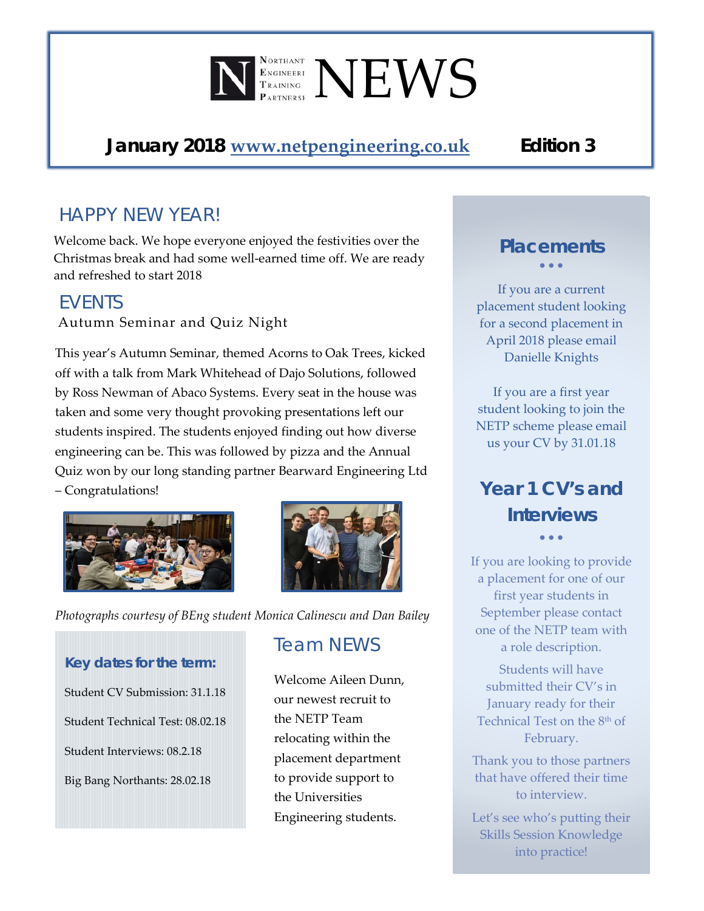# NETP NEWS

Northants Engineering Training Partnership

**January 2018** www.netpengineering.co.uk **Edition 3**

## HAPPY NEW YEAR!

Welcome back. We hope everyone enjoyed the festivities over the Christmas break and had some well-earned time off. We are ready and refreshed to start 2018

## EVENTS

### Autumn Seminar and Quiz Night

This year's Autumn Seminar, themed Acorns to Oak Trees, kicked off with a talk from Mark Whitehead of Dajo Solutions, followed by Ross Newman of Abaco Systems. Every seat in the house was taken and some very thought provoking presentations left our students inspired. The students enjoyed finding out how diverse engineering can be. This was followed by pizza and the Annual Quiz won by our long standing partner Bearward Engineering Ltd – Congratulations!

*Photographs courtesy of BEng student Monica Calinescu and Dan Bailey*

### Key dates for the term:

Student CV Submission: 31.1.18

Student Technical Test: 08.02.18

Student Interviews: 08.2.18

Big Bang Northants: 28.02.18

## Team NEWS

Welcome Aileen Dunn, our newest recruit to the NETP Team relocating within the placement department to provide support to the Universities Engineering students.

## Placements

If you are a current placement student looking for a second placement in April 2018 please email Danielle Knights

If you are a first year student looking to join the NETP scheme please email us your CV by 31.01.18

## Year 1 CV's and Interviews

If you are looking to provide a placement for one of our first year students in September please contact one of the NETP team with a role description.

Students will have submitted their CV's in January ready for their Technical Test on the 8th of February.

Thank you to those partners that have offered their time to interview.

Let's see who's putting their Skills Session Knowledge into practice!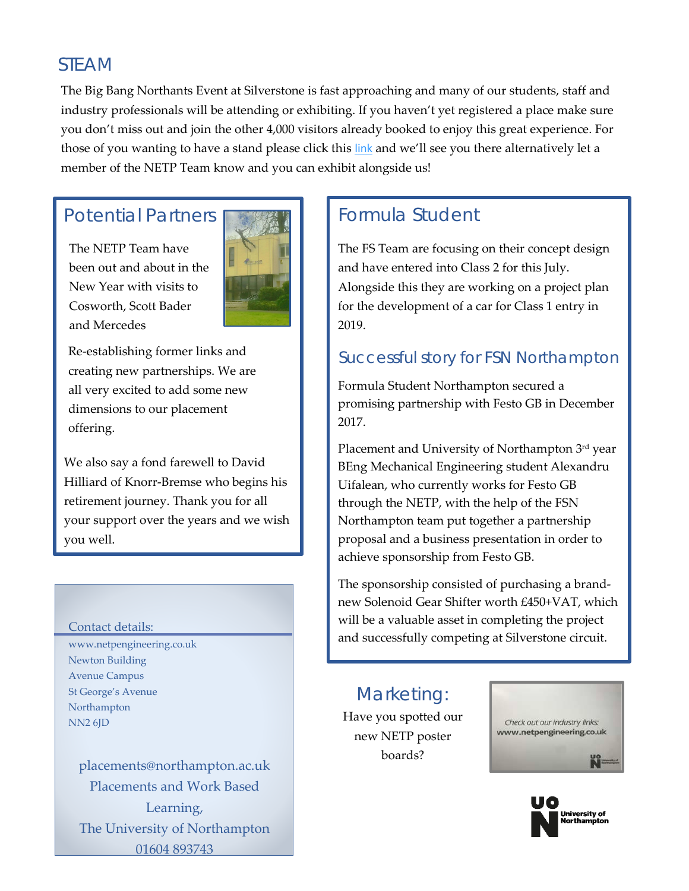## STEAM

The Big Bang Northants Event at Silverstone is fast approaching and many of our students, staff and industry professionals will be attending or exhibiting. If you haven't yet registered a place make sure you don't miss out and join the other 4,000 visitors already booked to enjoy this great experience. For those of you wanting to have a stand please click this link and we'll see you there alternatively let a member of the NETP Team know and you can exhibit alongside us!

## Potential Partners

The NETP Team have been out and about in the New Year with visits to Cosworth, Scott Bader and Mercedes

Re-establishing former links and creating new partnerships. We are all very excited to add some new dimensions to our placement offering.

We also say a fond farewell to David Hilliard of Knorr-Bremse who begins his retirement journey. Thank you for all your support over the years and we wish you well.

Contact details:

www.netpengineering.co.uk
Newton Building
Avenue Campus
St George's Avenue
Northampton
NN2 6JD

placements@northampton.ac.uk
Placements and Work Based Learning,
The University of Northampton
01604 893743

## Formula Student

The FS Team are focusing on their concept design and have entered into Class 2 for this July. Alongside this they are working on a project plan for the development of a car for Class 1 entry in 2019.

### Successful story for FSN Northampton

Formula Student Northampton secured a promising partnership with Festo GB in December 2017.

Placement and University of Northampton 3rd year BEng Mechanical Engineering student Alexandru Uifalean, who currently works for Festo GB through the NETP, with the help of the FSN Northampton team put together a partnership proposal and a business presentation in order to achieve sponsorship from Festo GB.

The sponsorship consisted of purchasing a brand-new Solenoid Gear Shifter worth £450+VAT, which will be a valuable asset in completing the project and successfully competing at Silverstone circuit.

## Marketing:

Have you spotted our new NETP poster boards?

Check out our industry links:
www.netpengineering.co.uk

University of Northampton